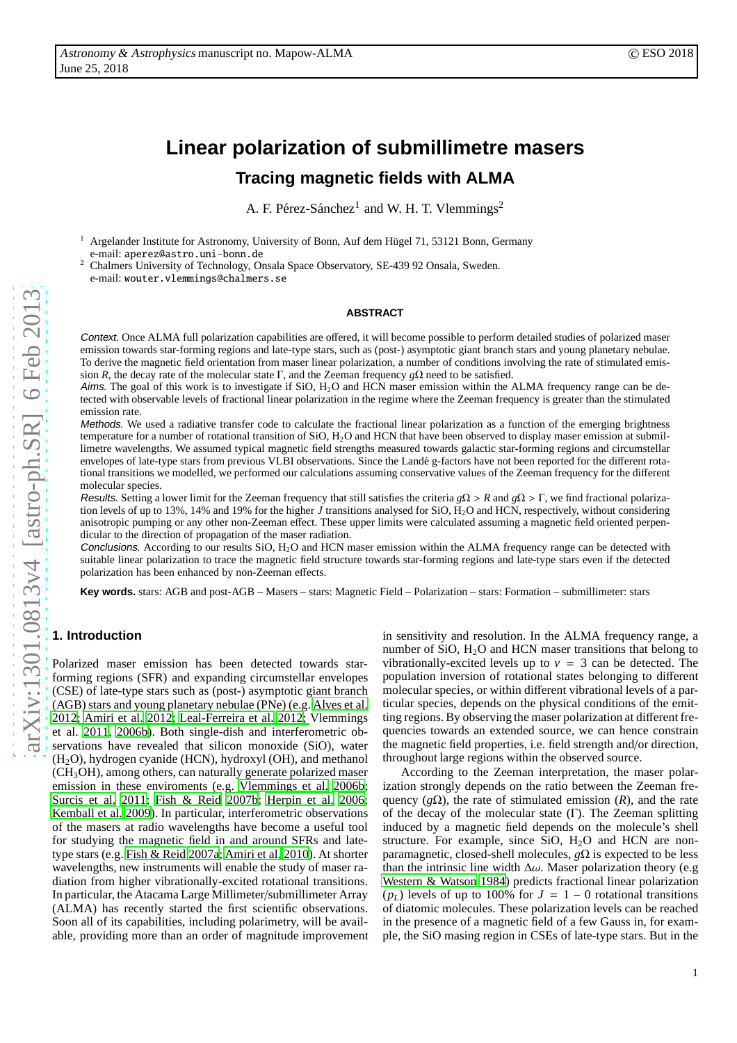# Linear polarization of submillimetre masers

## Tracing magnetic fields with ALMA

A. F. Pérez-Sánchez[1] and W. H. T. Vlemmings[2]

[1] Argelander Institute for Astronomy, University of Bonn, Auf dem Hügel 71, 53121 Bonn, Germany
e-mail: aperez@astro.uni-bonn.de

[2] Chalmers University of Technology, Onsala Space Observatory, SE-439 92 Onsala, Sweden.
e-mail: wouter.vlemmings@chalmers.se

### ABSTRACT

*Context.* Once ALMA full polarization capabilities are offered, it will become possible to perform detailed studies of polarized maser emission towards star-forming regions and late-type stars, such as (post-) asymptotic giant branch stars and young planetary nebulae. To derive the magnetic field orientation from maser linear polarization, a number of conditions involving the rate of stimulated emission $R$, the decay rate of the molecular state $\Gamma$, and the Zeeman frequency $g\Omega$ need to be satisfied.

*Aims.* The goal of this work is to investigate if SiO, $H_2O$ and HCN maser emission within the ALMA frequency range can be detected with observable levels of fractional linear polarization in the regime where the Zeeman frequency is greater than the stimulated emission rate.

*Methods.* We used a radiative transfer code to calculate the fractional linear polarization as a function of the emerging brightness temperature for a number of rotational transition of SiO, $H_2O$ and HCN that have been observed to display maser emission at submillimetre wavelengths. We assumed typical magnetic field strengths measured towards galactic star-forming regions and circumstellar envelopes of late-type stars from previous VLBI observations. Since the Landé g-factors have not been reported for the different rotational transitions we modelled, we performed our calculations assuming conservative values of the Zeeman frequency for the different molecular species.

*Results.* Setting a lower limit for the Zeeman frequency that still satisfies the criteria $g\Omega > R$ and $g\Omega > \Gamma$, we find fractional polarization levels of up to 13%, 14% and 19% for the higher $J$ transitions analysed for SiO, $H_2O$ and HCN, respectively, without considering anisotropic pumping or any other non-Zeeman effect. These upper limits were calculated assuming a magnetic field oriented perpendicular to the direction of propagation of the maser radiation.

*Conclusions.* According to our results SiO, $H_2O$ and HCN maser emission within the ALMA frequency range can be detected with suitable linear polarization to trace the magnetic field structure towards star-forming regions and late-type stars even if the detected polarization has been enhanced by non-Zeeman effects.

**Key words.** stars: AGB and post-AGB – Masers – stars: Magnetic Field – Polarization – stars: Formation – submillimeter: stars

## 1. Introduction

Polarized maser emission has been detected towards star-forming regions (SFR) and expanding circumstellar envelopes (CSE) of late-type stars such as (post-) asymptotic giant branch (AGB) stars and young planetary nebulae (PNe) (e.g. Alves et al. 2012; Amiri et al. 2012; Leal-Ferreira et al. 2012; Vlemmings et al. 2011, 2006b). Both single-dish and interferometric observations have revealed that silicon monoxide (SiO), water ($H_2O$), hydrogen cyanide (HCN), hydroxyl (OH), and methanol ($CH_3OH$), among others, can naturally generate polarized maser emission in these enviroments (e.g. Vlemmings et al. 2006b; Surcis et al. 2011; Fish & Reid 2007b; Herpin et al. 2006; Kemball et al. 2009). In particular, interferometric observations of the masers at radio wavelengths have become a useful tool for studying the magnetic field in and around SFRs and late-type stars (e.g. Fish & Reid 2007a; Amiri et al. 2010). At shorter wavelengths, new instruments will enable the study of maser radiation from higher vibrationally-excited rotational transitions. In particular, the Atacama Large Millimeter/submillimeter Array (ALMA) has recently started the first scientific observations. Soon all of its capabilities, including polarimetry, will be available, providing more than an order of magnitude improvement in sensitivity and resolution. In the ALMA frequency range, a number of SiO, $H_2O$ and HCN maser transitions that belong to vibrationally-excited levels up to $v = 3$ can be detected. The population inversion of rotational states belonging to different molecular species, or within different vibrational levels of a particular species, depends on the physical conditions of the emitting regions. By observing the maser polarization at different frequencies towards an extended source, we can hence constrain the magnetic field properties, i.e. field strength and/or direction, throughout large regions within the observed source.

According to the Zeeman interpretation, the maser polarization strongly depends on the ratio between the Zeeman frequency ($g\Omega$), the rate of stimulated emission ($R$), and the rate of the decay of the molecular state ($\Gamma$). The Zeeman splitting induced by a magnetic field depends on the molecule's shell structure. For example, since SiO, $H_2O$ and HCN are non-paramagnetic, closed-shell molecules, $g\Omega$ is expected to be less than the intrinsic line width $\Delta\omega$. Maser polarization theory (e.g Western & Watson 1984) predicts fractional linear polarization ($p_L$) levels of up to 100% for $J = 1 - 0$ rotational transitions of diatomic molecules. These polarization levels can be reached in the presence of a magnetic field of a few Gauss in, for example, the SiO masing region in CSEs of late-type stars. But in the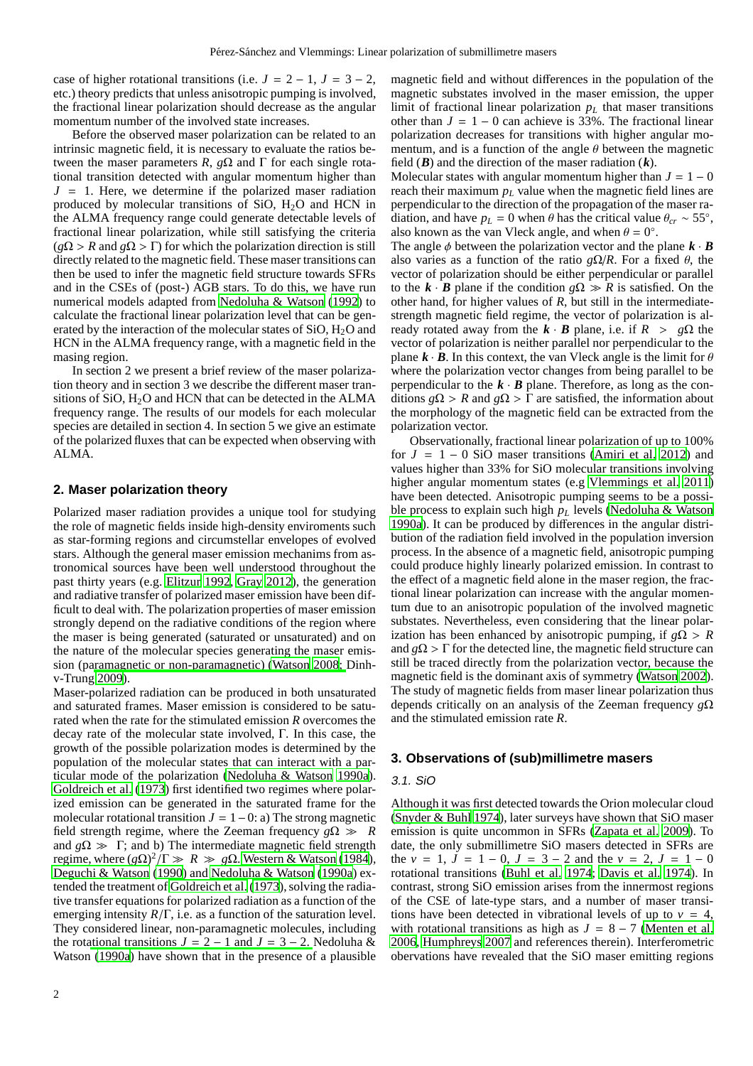case of higher rotational transitions (i.e. $J = 2 - 1$, $J = 3 - 2$, etc.) theory predicts that unless anisotropic pumping is involved, the fractional linear polarization should decrease as the angular momentum number of the involved state increases.

Before the observed maser polarization can be related to an intrinsic magnetic field, it is necessary to evaluate the ratios between the maser parameters $R$, $g\Omega$ and $\Gamma$ for each single rotational transition detected with angular momentum higher than $J = 1$. Here, we determine if the polarized maser radiation produced by molecular transitions of SiO, $H_2O$ and HCN in the ALMA frequency range could generate detectable levels of fractional linear polarization, while still satisfying the criteria ($g\Omega > R$ and $g\Omega > \Gamma$) for which the polarization direction is still directly related to the magnetic field. These maser transitions can then be used to infer the magnetic field structure towards SFRs and in the CSEs of (post-) AGB stars. To do this, we have run numerical models adapted from Nedoluha & Watson (1992) to calculate the fractional linear polarization level that can be generated by the interaction of the molecular states of SiO, $H_2O$ and HCN in the ALMA frequency range, with a magnetic field in the masing region.

In section 2 we present a brief review of the maser polarization theory and in section 3 we describe the different maser transitions of SiO, $H_2O$ and HCN that can be detected in the ALMA frequency range. The results of our models for each molecular species are detailed in section 4. In section 5 we give an estimate of the polarized fluxes that can be expected when observing with ALMA.

## 2. Maser polarization theory

Polarized maser radiation provides a unique tool for studying the role of magnetic fields inside high-density enviroments such as star-forming regions and circumstellar envelopes of evolved stars. Although the general maser emission mechanims from astronomical sources have been well understood throughout the past thirty years (e.g. Elitzur 1992, Gray 2012), the generation and radiative transfer of polarized maser emission have been difficult to deal with. The polarization properties of maser emission strongly depend on the radiative conditions of the region where the maser is being generated (saturated or unsaturated) and on the nature of the molecular species generating the maser emission (paramagnetic or non-paramagnetic) (Watson 2008; Dinh-v-Trung 2009).

Maser-polarized radiation can be produced in both unsaturated and saturated frames. Maser emission is considered to be saturated when the rate for the stimulated emission $R$ overcomes the decay rate of the molecular state involved, $\Gamma$. In this case, the growth of the possible polarization modes is determined by the population of the molecular states that can interact with a particular mode of the polarization (Nedoluha & Watson 1990a). Goldreich et al. (1973) first identified two regimes where polarized emission can be generated in the saturated frame for the molecular rotational transition $J = 1 - 0$: a) The strong magnetic field strength regime, where the Zeeman frequency $g\Omega \gg R$ and $g\Omega \gg \Gamma$; and b) The intermediate magnetic field strength regime, where $(g\Omega)^2/\Gamma \gg R \gg g\Omega$. Western & Watson (1984), Deguchi & Watson (1990) and Nedoluha & Watson (1990a) extended the treatment of Goldreich et al. (1973), solving the radiative transfer equations for polarized radiation as a function of the emerging intensity $R/\Gamma$, i.e. as a function of the saturation level. They considered linear, non-paramagnetic molecules, including the rotational transitions $J = 2 - 1$ and $J = 3 - 2$. Nedoluha & Watson (1990a) have shown that in the presence of a plausible magnetic field and without differences in the population of the magnetic substates involved in the maser emission, the upper limit of fractional linear polarization $p_L$ that maser transitions other than $J = 1 - 0$ can achieve is 33%. The fractional linear polarization decreases for transitions with higher angular momentum, and is a function of the angle $\theta$ between the magnetic field ($\boldsymbol{B}$) and the direction of the maser radiation ($\boldsymbol{k}$).

Molecular states with angular momentum higher than $J = 1 - 0$ reach their maximum $p_L$ value when the magnetic field lines are perpendicular to the direction of the propagation of the maser radiation, and have $p_L = 0$ when $\theta$ has the critical value $\theta_{cr} \sim 55°$, also known as the van Vleck angle, and when $\theta = 0°$.

The angle $\phi$ between the polarization vector and the plane $\boldsymbol{k} \cdot \boldsymbol{B}$ also varies as a function of the ratio $g\Omega/R$. For a fixed $\theta$, the vector of polarization should be either perpendicular or parallel to the $\boldsymbol{k} \cdot \boldsymbol{B}$ plane if the condition $g\Omega \gg R$ is satisfied. On the other hand, for higher values of $R$, but still in the intermediate-strength magnetic field regime, the vector of polarization is already rotated away from the $\boldsymbol{k} \cdot \boldsymbol{B}$ plane, i.e. if $R > g\Omega$ the vector of polarization is neither parallel nor perpendicular to the plane $\boldsymbol{k} \cdot \boldsymbol{B}$. In this context, the van Vleck angle is the limit for $\theta$ where the polarization vector changes from being parallel to be perpendicular to the $\boldsymbol{k} \cdot \boldsymbol{B}$ plane. Therefore, as long as the conditions $g\Omega > R$ and $g\Omega > \Gamma$ are satisfied, the information about the morphology of the magnetic field can be extracted from the polarization vector.

Observationally, fractional linear polarization of up to 100% for $J = 1 - 0$ SiO maser transitions (Amiri et al. 2012) and values higher than 33% for SiO molecular transitions involving higher angular momentum states (e.g Vlemmings et al. 2011) have been detected. Anisotropic pumping seems to be a possible process to explain such high $p_L$ levels (Nedoluha & Watson 1990a). It can be produced by differences in the angular distribution of the radiation field involved in the population inversion process. In the absence of a magnetic field, anisotropic pumping could produce highly linearly polarized emission. In contrast to the effect of a magnetic field alone in the maser region, the fractional linear polarization can increase with the angular momentum due to an anisotropic population of the involved magnetic substates. Nevertheless, even considering that the linear polarization has been enhanced by anisotropic pumping, if $g\Omega > R$ and $g\Omega > \Gamma$ for the detected line, the magnetic field structure can still be traced directly from the polarization vector, because the magnetic field is the dominant axis of symmetry (Watson 2002). The study of magnetic fields from maser linear polarization thus depends critically on an analysis of the Zeeman frequency $g\Omega$ and the stimulated emission rate $R$.

## 3. Observations of (sub)millimetre masers

### 3.1. SiO

Although it was first detected towards the Orion molecular cloud (Snyder & Buhl 1974), later surveys have shown that SiO maser emission is quite uncommon in SFRs (Zapata et al. 2009). To date, the only submillimetre SiO masers detected in SFRs are the $v = 1$, $J = 1 - 0$, $J = 3 - 2$ and the $v = 2$, $J = 1 - 0$ rotational transitions (Buhl et al. 1974; Davis et al. 1974). In contrast, strong SiO emission arises from the innermost regions of the CSE of late-type stars, and a number of maser transitions have been detected in vibrational levels of up to $v = 4$, with rotational transitions as high as $J = 8 - 7$ (Menten et al. 2006, Humphreys 2007 and references therein). Interferometric obervations have revealed that the SiO maser emitting regions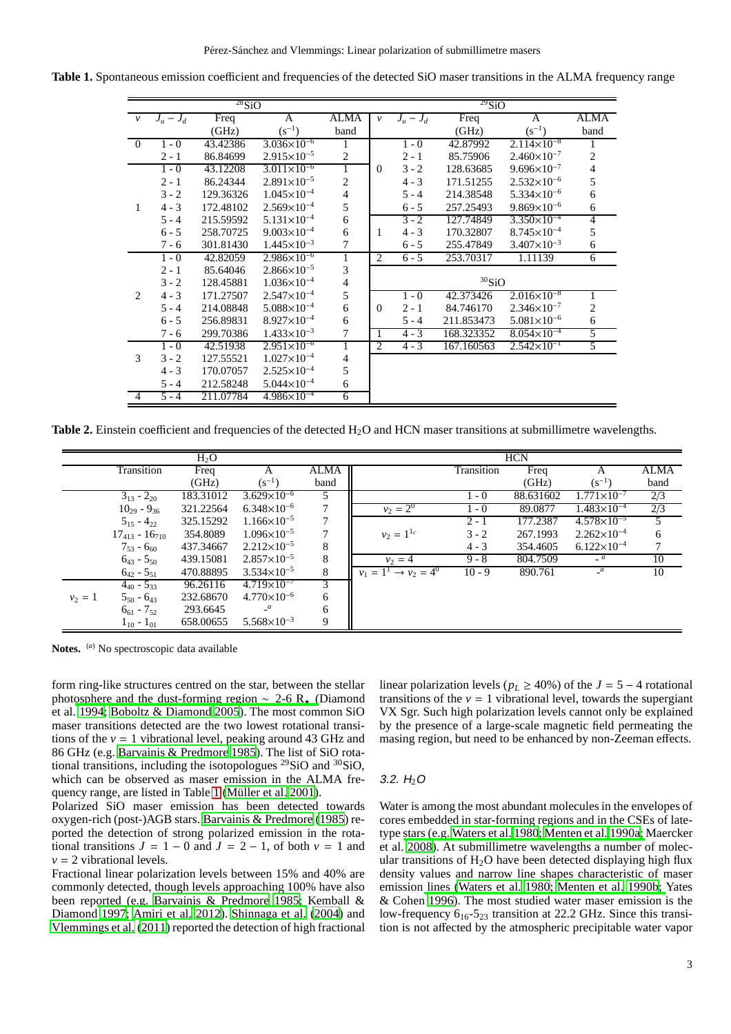**Table 1.** Spontaneous emission coefficient and frequencies of the detected SiO maser transitions in the ALMA frequency range

| $^{28}$SiO | | | | | $^{29}$SiO | | | | |
|---|---|---|---|---|---|---|---|---|---|
| $v$ | $J_u - J_d$ | Freq (GHz) | A ($s^{-1}$) | ALMA band | $v$ | $J_u - J_d$ | Freq (GHz) | A ($s^{-1}$) | ALMA band |
| 0 | 1 - 0 | 43.42386 | $3.036\times10^{-6}$ | 1 | | 1 - 0 | 42.87992 | $2.114\times10^{-8}$ | 1 |
| | 2 - 1 | 86.84699 | $2.915\times10^{-5}$ | 2 | | 2 - 1 | 85.75906 | $2.460\times10^{-7}$ | 2 |
| | 1 - 0 | 43.12208 | $3.011\times10^{-6}$ | 1 | 0 | 3 - 2 | 128.63685 | $9.696\times10^{-7}$ | 4 |
| | 2 - 1 | 86.24344 | $2.891\times10^{-5}$ | 2 | | 4 - 3 | 171.51255 | $2.532\times10^{-6}$ | 5 |
| | 3 - 2 | 129.36326 | $1.045\times10^{-4}$ | 4 | | 5 - 4 | 214.38548 | $5.334\times10^{-6}$ | 6 |
| 1 | 4 - 3 | 172.48102 | $2.569\times10^{-4}$ | 5 | | 6 - 5 | 257.25493 | $9.869\times10^{-6}$ | 6 |
| | 5 - 4 | 215.59592 | $5.131\times10^{-4}$ | 6 | | 3 - 2 | 127.74849 | $3.350\times10^{-4}$ | 4 |
| | 6 - 5 | 258.70725 | $9.003\times10^{-4}$ | 6 | 1 | 4 - 3 | 170.32807 | $8.745\times10^{-4}$ | 5 |
| | 7 - 6 | 301.81430 | $1.445\times10^{-3}$ | 7 | | 6 - 5 | 255.47849 | $3.407\times10^{-3}$ | 6 |
| | 1 - 0 | 42.82059 | $2.986\times10^{-6}$ | 1 | 2 | 6 - 5 | 253.70317 | 1.11139 | 6 |
| | 2 - 1 | 85.64046 | $2.866\times10^{-5}$ | 3 | | | | | |
| | 3 - 2 | 128.45881 | $1.036\times10^{-4}$ | 4 | $^{30}$SiO | | | | |
| 2 | 4 - 3 | 171.27507 | $2.547\times10^{-4}$ | 5 | | 1 - 0 | 42.373426 | $2.016\times10^{-8}$ | 1 |
| | 5 - 4 | 214.08848 | $5.088\times10^{-4}$ | 6 | 0 | 2 - 1 | 84.746170 | $2.346\times10^{-7}$ | 2 |
| | 6 - 5 | 256.89831 | $8.927\times10^{-4}$ | 6 | | 5 - 4 | 211.853473 | $5.081\times10^{-6}$ | 6 |
| | 7 - 6 | 299.70386 | $1.433\times10^{-3}$ | 7 | 1 | 4 - 3 | 168.323352 | $8.054\times10^{-4}$ | 5 |
| | 1 - 0 | 42.51938 | $2.951\times10^{-6}$ | 1 | 2 | 4 - 3 | 167.160563 | $2.542\times10^{-1}$ | 5 |
| 3 | 3 - 2 | 127.55521 | $1.027\times10^{-4}$ | 4 | | | | | |
| | 4 - 3 | 170.07057 | $2.525\times10^{-4}$ | 5 | | | | | |
| | 5 - 4 | 212.58248 | $5.044\times10^{-4}$ | 6 | | | | | |
| 4 | 5 - 4 | 211.07784 | $4.986\times10^{-4}$ | 6 | | | | | |

**Table 2.** Einstein coefficient and frequencies of the detected $H_2O$ and HCN maser transitions at submillimetre wavelengths.

| $H_2O$ | | | | | HCN | | | | |
|---|---|---|---|---|---|---|---|---|---|
| | Transition | Freq (GHz) | A ($s^{-1}$) | ALMA band | | Transition | Freq (GHz) | A ($s^{-1}$) | ALMA band |
| | $3_{13}$ - $2_{20}$ | 183.31012 | $3.629\times10^{-6}$ | 5 | | 1 - 0 | 88.631602 | $1.771\times10^{-7}$ | 2/3 |
| | $10_{29}$ - $9_{36}$ | 321.22564 | $6.348\times10^{-6}$ | 7 | $v_2 = 2^0$ | 1 - 0 | 89.0877 | $1.483\times10^{-4}$ | 2/3 |
| | $5_{15}$ - $4_{22}$ | 325.15292 | $1.166\times10^{-5}$ | 7 | | 2 - 1 | 177.2387 | $4.578\times10^{-5}$ | 5 |
| | $17_{413}$ - $16_{710}$ | 354.8089 | $1.096\times10^{-5}$ | 7 | $v_2 = 1^{1c}$ | 3 - 2 | 267.1993 | $2.262\times10^{-4}$ | 6 |
| | $7_{53}$ - $6_{60}$ | 437.34667 | $2.212\times10^{-5}$ | 8 | | 4 - 3 | 354.4605 | $6.122\times10^{-4}$ | 7 |
| | $6_{43}$ - $5_{50}$ | 439.15081 | $2.857\times10^{-5}$ | 8 | $v_2 = 4$ | 9 - 8 | 804.7509 | -[a] | 10 |
| | $6_{42}$ - $5_{51}$ | 470.88895 | $3.534\times10^{-5}$ | 8 | $v_1 = 1^1 \rightarrow v_2 = 4^0$ | 10 - 9 | 890.761 | -[a] | 10 |
| | $4_{40}$ - $5_{33}$ | 96.26116 | $4.719\times10^{-7}$ | 3 | | | | | |
| $v_2 = 1$ | $5_{50}$ - $6_{43}$ | 232.68670 | $4.770\times10^{-6}$ | 6 | | | | | |
| | $6_{61}$ - $7_{52}$ | 293.6645 | -[a] | 6 | | | | | |
| | $1_{10}$ - $1_{01}$ | 658.00655 | $5.568\times10^{-3}$ | 9 | | | | | |

**Notes.** [(a)] No spectroscopic data available

form ring-like structures centred on the star, between the stellar photosphere and the dust-forming region ∼ 2-6 $R_\star$ (Diamond et al. 1994; Boboltz & Diamond 2005). The most common SiO maser transitions detected are the two lowest rotational transitions of the $v = 1$ vibrational level, peaking around 43 GHz and 86 GHz (e.g. Barvainis & Predmore 1985). The list of SiO rotational transitions, including the isotopologues $^{29}$SiO and $^{30}$SiO, which can be observed as maser emission in the ALMA frequency range, are listed in Table 1 (Müller et al. 2001).

Polarized SiO maser emission has been detected towards oxygen-rich (post-)AGB stars. Barvainis & Predmore (1985) reported the detection of strong polarized emission in the rotational transitions $J = 1 - 0$ and $J = 2 - 1$, of both $v = 1$ and $v = 2$ vibrational levels.

Fractional linear polarization levels between 15% and 40% are commonly detected, though levels approaching 100% have also been reported (e.g. Barvainis & Predmore 1985; Kemball & Diamond 1997; Amiri et al. 2012). Shinnaga et al. (2004) and Vlemmings et al. (2011) reported the detection of high fractional linear polarization levels ($p_L \geq 40\%$) of the $J = 5 - 4$ rotational transitions of the $v = 1$ vibrational level, towards the supergiant VX Sgr. Such high polarization levels cannot only be explained by the presence of a large-scale magnetic field permeating the masing region, but need to be enhanced by non-Zeeman effects.

### 3.2. $H_2O$

Water is among the most abundant molecules in the envelopes of cores embedded in star-forming regions and in the CSEs of late-type stars (e.g. Waters et al. 1980; Menten et al. 1990a; Maercker et al. 2008). At submillimetre wavelengths a number of molecular transitions of $H_2O$ have been detected displaying high flux density values and narrow line shapes characteristic of maser emission lines (Waters et al. 1980; Menten et al. 1990b; Yates & Cohen 1996). The most studied water maser emission is the low-frequency $6_{16}$-$5_{23}$ transition at 22.2 GHz. Since this transition is not affected by the atmospheric precipitable water vapor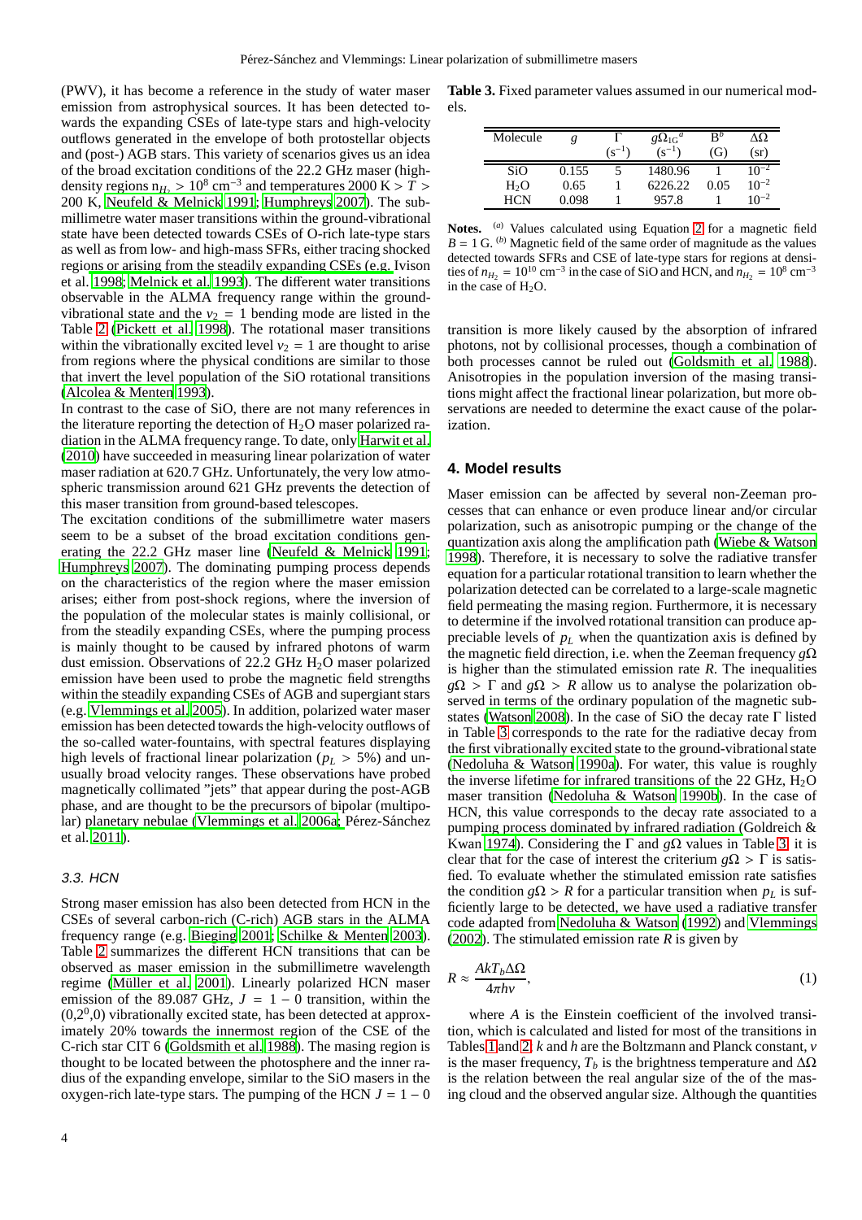(PWV), it has become a reference in the study of water maser emission from astrophysical sources. It has been detected towards the expanding CSEs of late-type stars and high-velocity outflows generated in the envelope of both protostellar objects and (post-) AGB stars. This variety of scenarios gives us an idea of the broad excitation conditions of the 22.2 GHz maser (high-density regions $n_{H_2} > 10^8$ cm$^{-3}$ and temperatures 2000 K $> T >$ 200 K, Neufeld & Melnick 1991; Humphreys 2007). The submillimetre water maser transitions within the ground-vibrational state have been detected towards CSEs of O-rich late-type stars as well as from low- and high-mass SFRs, either tracing shocked regions or arising from the steadily expanding CSEs (e.g. Ivison et al. 1998; Melnick et al. 1993). The different water transitions observable in the ALMA frequency range within the ground-vibrational state and the $v_2 = 1$ bending mode are listed in the Table 2 (Pickett et al. 1998). The rotational maser transitions within the vibrationally excited level $v_2 = 1$ are thought to arise from regions where the physical conditions are similar to those that invert the level population of the SiO rotational transitions (Alcolea & Menten 1993).

In contrast to the case of SiO, there are not many references in the literature reporting the detection of $H_2O$ maser polarized radiation in the ALMA frequency range. To date, only Harwit et al. (2010) have succeeded in measuring linear polarization of water maser radiation at 620.7 GHz. Unfortunately, the very low atmospheric transmission around 621 GHz prevents the detection of this maser transition from ground-based telescopes.

The excitation conditions of the submillimetre water masers seem to be a subset of the broad excitation conditions generating the 22.2 GHz maser line (Neufeld & Melnick 1991; Humphreys 2007). The dominating pumping process depends on the characteristics of the region where the maser emission arises; either from post-shock regions, where the inversion of the population of the molecular states is mainly collisional, or from the steadily expanding CSEs, where the pumping process is mainly thought to be caused by infrared photons of warm dust emission. Observations of 22.2 GHz $H_2O$ maser polarized emission have been used to probe the magnetic field strengths within the steadily expanding CSEs of AGB and supergiant stars (e.g. Vlemmings et al. 2005). In addition, polarized water maser emission has been detected towards the high-velocity outflows of the so-called water-fountains, with spectral features displaying high levels of fractional linear polarization ($p_L > 5\%$) and unusually broad velocity ranges. These observations have probed magnetically collimated "jets" that appear during the post-AGB phase, and are thought to be the precursors of bipolar (multipolar) planetary nebulae (Vlemmings et al. 2006a; Pérez-Sánchez et al. 2011).

### 3.3. HCN

Strong maser emission has also been detected from HCN in the CSEs of several carbon-rich (C-rich) AGB stars in the ALMA frequency range (e.g. Bieging 2001; Schilke & Menten 2003). Table 2 summarizes the different HCN transitions that can be observed as maser emission in the submillimetre wavelength regime (Müller et al. 2001). Linearly polarized HCN maser emission of the 89.087 GHz, $J = 1-0$ transition, within the $(0,2^0,0)$ vibrationally excited state, has been detected at approximately 20% towards the innermost region of the CSE of the C-rich star CIT 6 (Goldsmith et al. 1988). The masing region is thought to be located between the photosphere and the inner radius of the expanding envelope, similar to the SiO masers in the oxygen-rich late-type stars. The pumping of the HCN $J = 1-0$ transition is more likely caused by the absorption of infrared photons, not by collisional processes, though a combination of both processes cannot be ruled out (Goldsmith et al. 1988). Anisotropies in the population inversion of the masing transitions might affect the fractional linear polarization, but more observations are needed to determine the exact cause of the polarization.

**Table 3.** Fixed parameter values assumed in our numerical models.

| Molecule | $g$ | $\Gamma$ (s$^{-1}$) | $g\Omega_{1G}$[a] (s$^{-1}$) | B[b] (G) | $\Delta\Omega$ (sr) |
|---|---|---|---|---|---|
| SiO | 0.155 | 5 | 1480.96 | 1 | $10^{-2}$ |
| $H_2O$ | 0.65 | 1 | 6226.22 | 0.05 | $10^{-2}$ |
| HCN | 0.098 | 1 | 957.8 | 1 | $10^{-2}$ |

**Notes.** [a] Values calculated using Equation 2 for a magnetic field $B = 1$ G. [b] Magnetic field of the same order of magnitude as the values detected towards SFRs and CSE of late-type stars for regions at densities of $n_{H_2} = 10^{10}$ cm$^{-3}$ in the case of SiO and HCN, and $n_{H_2} = 10^8$ cm$^{-3}$ in the case of $H_2O$.

## 4. Model results

Maser emission can be affected by several non-Zeeman processes that can enhance or even produce linear and/or circular polarization, such as anisotropic pumping or the change of the quantization axis along the amplification path (Wiebe & Watson 1998). Therefore, it is necessary to solve the radiative transfer equation for a particular rotational transition to learn whether the polarization detected can be correlated to a large-scale magnetic field permeating the masing region. Furthermore, it is necessary to determine if the involved rotational transition can produce appreciable levels of $p_L$ when the quantization axis is defined by the magnetic field direction, i.e. when the Zeeman frequency $g\Omega$ is higher than the stimulated emission rate $R$. The inequalities $g\Omega > \Gamma$ and $g\Omega > R$ allow us to analyse the polarization observed in terms of the ordinary population of the magnetic substates (Watson 2008). In the case of SiO the decay rate $\Gamma$ listed in Table 3 corresponds to the rate for the radiative decay from the first vibrationally excited state to the ground-vibrational state (Nedoluha & Watson 1990a). For water, this value is roughly the inverse lifetime for infrared transitions of the 22 GHz, $H_2O$ maser transition (Nedoluha & Watson 1990b). In the case of HCN, this value corresponds to the decay rate associated to a pumping process dominated by infrared radiation (Goldreich & Kwan 1974). Considering the $\Gamma$ and $g\Omega$ values in Table 3, it is clear that for the case of interest the criterium $g\Omega > \Gamma$ is satisfied. To evaluate whether the stimulated emission rate satisfies the condition $g\Omega > R$ for a particular transition when $p_L$ is sufficiently large to be detected, we have used a radiative transfer code adapted from Nedoluha & Watson (1992) and Vlemmings (2002). The stimulated emission rate $R$ is given by

$$R \approx \frac{AkT_b\Delta\Omega}{4\pi h\nu}, \tag{1}$$

where $A$ is the Einstein coefficient of the involved transition, which is calculated and listed for most of the transitions in Tables 1 and 2; $k$ and $h$ are the Boltzmann and Planck constant, $\nu$ is the maser frequency, $T_b$ is the brightness temperature and $\Delta\Omega$ is the relation between the real angular size of the of the masing cloud and the observed angular size. Although the quantities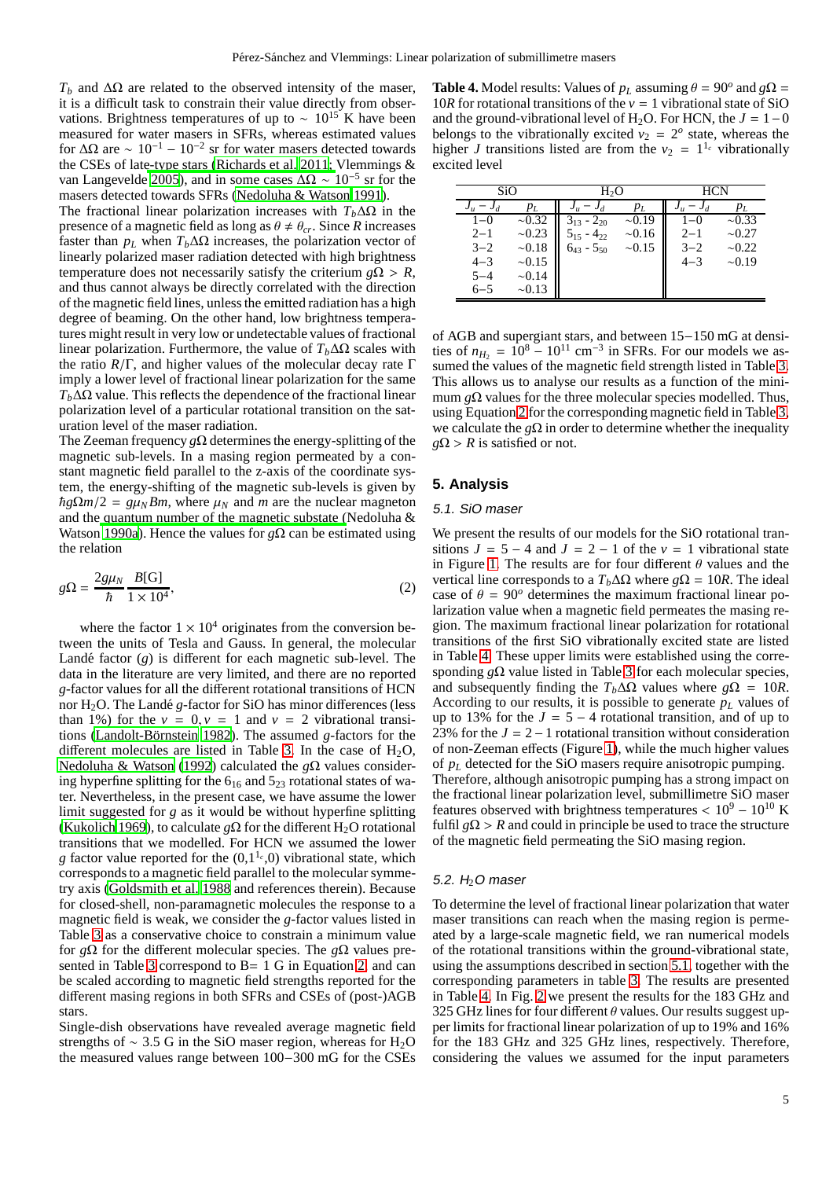$T_b$ and $\Delta\Omega$ are related to the observed intensity of the maser, it is a difficult task to constrain their value directly from observations. Brightness temperatures of up to $\sim 10^{15}$ K have been measured for water masers in SFRs, whereas estimated values for $\Delta\Omega$ are $\sim 10^{-1} - 10^{-2}$ sr for water masers detected towards the CSEs of late-type stars (Richards et al. 2011; Vlemmings & van Langevelde 2005), and in some cases $\Delta\Omega \sim 10^{-5}$ sr for the masers detected towards SFRs (Nedoluha & Watson 1991).

The fractional linear polarization increases with $T_b\Delta\Omega$ in the presence of a magnetic field as long as $\theta \neq \theta_{cr}$. Since $R$ increases faster than $p_L$ when $T_b\Delta\Omega$ increases, the polarization vector of linearly polarized maser radiation detected with high brightness temperature does not necessarily satisfy the criterium $g\Omega > R$, and thus cannot always be directly correlated with the direction of the magnetic field lines, unless the emitted radiation has a high degree of beaming. On the other hand, low brightness temperatures might result in very low or undetectable values of fractional linear polarization. Furthermore, the value of $T_b\Delta\Omega$ scales with the ratio $R/\Gamma$, and higher values of the molecular decay rate $\Gamma$ imply a lower level of fractional linear polarization for the same $T_b\Delta\Omega$ value. This reflects the dependence of the fractional linear polarization level of a particular rotational transition on the saturation level of the maser radiation.

The Zeeman frequency $g\Omega$ determines the energy-splitting of the magnetic sub-levels. In a masing region permeated by a constant magnetic field parallel to the z-axis of the coordinate system, the energy-shifting of the magnetic sub-levels is given by $\hbar g\Omega m/2 = g\mu_N Bm$, where $\mu_N$ and $m$ are the nuclear magneton and the quantum number of the magnetic substate (Nedoluha & Watson 1990a). Hence the values for $g\Omega$ can be estimated using the relation

$$g\Omega = \frac{2g\mu_N}{\hbar}\frac{B[\mathrm{G}]}{1\times10^4}, \tag{2}$$

where the factor $1\times10^4$ originates from the conversion between the units of Tesla and Gauss. In general, the molecular Landé factor ($g$) is different for each magnetic sub-level. The data in the literature are very limited, and there are no reported $g$-factor values for all the different rotational transitions of HCN nor $H_2O$. The Landé $g$-factor for SiO has minor differences (less than 1%) for the $v = 0, v = 1$ and $v = 2$ vibrational transitions (Landolt-Börnstein 1982). The assumed $g$-factors for the different molecules are listed in Table 3. In the case of $H_2O$, Nedoluha & Watson (1992) calculated the $g\Omega$ values considering hyperfine splitting for the $6_{16}$ and $5_{23}$ rotational states of water. Nevertheless, in the present case, we have assume the lower limit suggested for $g$ as it would be without hyperfine splitting (Kukolich 1969), to calculate $g\Omega$ for the different $H_2O$ rotational transitions that we modelled. For HCN we assumed the lower $g$ factor value reported for the $(0,1^{1_c},0)$ vibrational state, which corresponds to a magnetic field parallel to the molecular symmetry axis (Goldsmith et al. 1988 and references therein). Because for closed-shell, non-paramagnetic molecules the response to a magnetic field is weak, we consider the $g$-factor values listed in Table 3 as a conservative choice to constrain a minimum value for $g\Omega$ for the different molecular species. The $g\Omega$ values presented in Table 3 correspond to B= 1 G in Equation 2, and can be scaled according to magnetic field strengths reported for the different masing regions in both SFRs and CSEs of (post-)AGB stars.

Single-dish observations have revealed average magnetic field strengths of $\sim 3.5$ G in the SiO maser region, whereas for $H_2O$ the measured values range between 100−300 mG for the CSEs of AGB and supergiant stars, and between 15−150 mG at densities of $n_{H_2} = 10^8 - 10^{11}$ cm$^{-3}$ in SFRs. For our models we assumed the values of the magnetic field strength listed in Table 3. This allows us to analyse our results as a function of the minimum $g\Omega$ values for the three molecular species modelled. Thus, using Equation 2 for the corresponding magnetic field in Table 3, we calculate the $g\Omega$ in order to determine whether the inequality $g\Omega > R$ is satisfied or not.

**Table 4.** Model results: Values of $p_L$ assuming $\theta = 90^o$ and $g\Omega = 10R$ for rotational transitions of the $v = 1$ vibrational state of SiO and the ground-vibrational level of $H_2O$. For HCN, the $J = 1-0$ belongs to the vibrationally excited $v_2 = 2^0$ state, whereas the higher $J$ transitions listed are from the $v_2 = 1^{1_c}$ vibrationally excited level

| SiO | | $H_2O$ | | HCN | |
|---|---|---|---|---|---|
| $J_u - J_d$ | $p_L$ | $J_u - J_d$ | $p_L$ | $J_u - J_d$ | $p_L$ |
| 1−0 | ∼0.32 | $3_{13}$ - $2_{20}$ | ∼0.19 | 1−0 | ∼0.33 |
| 2−1 | ∼0.23 | $5_{15}$ - $4_{22}$ | ∼0.16 | 2−1 | ∼0.27 |
| 3−2 | ∼0.18 | $6_{43}$ - $5_{50}$ | ∼0.15 | 3−2 | ∼0.22 |
| 4−3 | ∼0.15 | | | 4−3 | ∼0.19 |
| 5−4 | ∼0.14 | | | | |
| 6−5 | ∼0.13 | | | | |

## 5. Analysis

### 5.1. SiO maser

We present the results of our models for the SiO rotational transitions $J = 5-4$ and $J = 2-1$ of the $v = 1$ vibrational state in Figure 1. The results are for four different $\theta$ values and the vertical line corresponds to a $T_b\Delta\Omega$ where $g\Omega = 10R$. The ideal case of $\theta = 90^o$ determines the maximum fractional linear polarization value when a magnetic field permeates the masing region. The maximum fractional linear polarization for rotational transitions of the first SiO vibrationally excited state are listed in Table 4. These upper limits were established using the corresponding $g\Omega$ value listed in Table 3 for each molecular species, and subsequently finding the $T_b\Delta\Omega$ values where $g\Omega = 10R$. According to our results, it is possible to generate $p_L$ values of up to 13% for the $J = 5-4$ rotational transition, and of up to 23% for the $J = 2-1$ rotational transition without consideration of non-Zeeman effects (Figure 1), while the much higher values of $p_L$ detected for the SiO masers require anisotropic pumping. Therefore, although anisotropic pumping has a strong impact on the fractional linear polarization level, submillimetre SiO maser features observed with brightness temperatures $< 10^9 - 10^{10}$ K fulfil $g\Omega > R$ and could in principle be used to trace the structure of the magnetic field permeating the SiO masing region.

### 5.2. $H_2O$ maser

To determine the level of fractional linear polarization that water maser transitions can reach when the masing region is permeated by a large-scale magnetic field, we ran numerical models of the rotational transitions within the ground-vibrational state, using the assumptions described in section 5.1, together with the corresponding parameters in table 3. The results are presented in Table 4. In Fig. 2 we present the results for the 183 GHz and 325 GHz lines for four different $\theta$ values. Our results suggest upper limits for fractional linear polarization of up to 19% and 16% for the 183 GHz and 325 GHz lines, respectively. Therefore, considering the values we assumed for the input parameters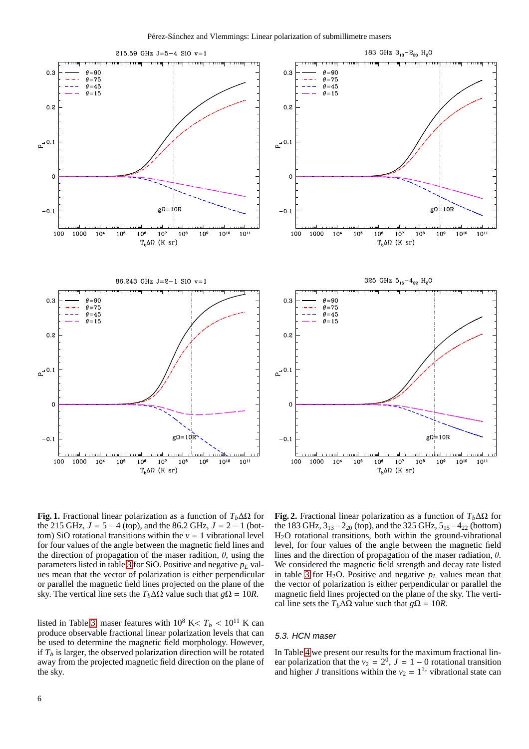**Fig. 1.** Fractional linear polarization as a function of $T_b\Delta\Omega$ for the 215 GHz, $J = 5-4$ (top), and the 86.2 GHz, $J = 2-1$ (bottom) SiO rotational transitions within the $v = 1$ vibrational level for four values of the angle between the magnetic field lines and the direction of propagation of the maser radition, $\theta$, using the parameters listed in table 3 for SiO. Positive and negative $p_L$ values mean that the vector of polarization is either perpendicular or parallel the magnetic field lines projected on the plane of the sky. The vertical line sets the $T_b\Delta\Omega$ value such that $g\Omega = 10R$.

**Fig. 2.** Fractional linear polarization as a function of $T_b\Delta\Omega$ for the 183 GHz, $3_{13}-2_{20}$ (top), and the 325 GHz, $5_{15}-4_{22}$ (bottom) $H_2O$ rotational transitions, both within the ground-vibrational level, for four values of the angle between the magnetic field lines and the direction of propagation of the maser radiation, $\theta$. We considered the magnetic field strength and decay rate listed in table 3 for $H_2O$. Positive and negative $p_L$ values mean that the vector of polarization is either perpendicular or parallel the magnetic field lines projected on the plane of the sky. The vertical line sets the $T_b\Delta\Omega$ value such that $g\Omega = 10R$.

listed in Table 3, maser features with $10^8$ K< $T_b$ < $10^{11}$ K can produce observable fractional linear polarization levels that can be used to determine the magnetic field morphology. However, if $T_b$ is larger, the observed polarization direction will be rotated away from the projected magnetic field direction on the plane of the sky.

### 5.3. HCN maser

In Table 4 we present our results for the maximum fractional linear polarization that the $v_2 = 2^0$, $J = 1-0$ rotational transition and higher $J$ transitions within the $v_2 = 1^{1c}$ vibrational state can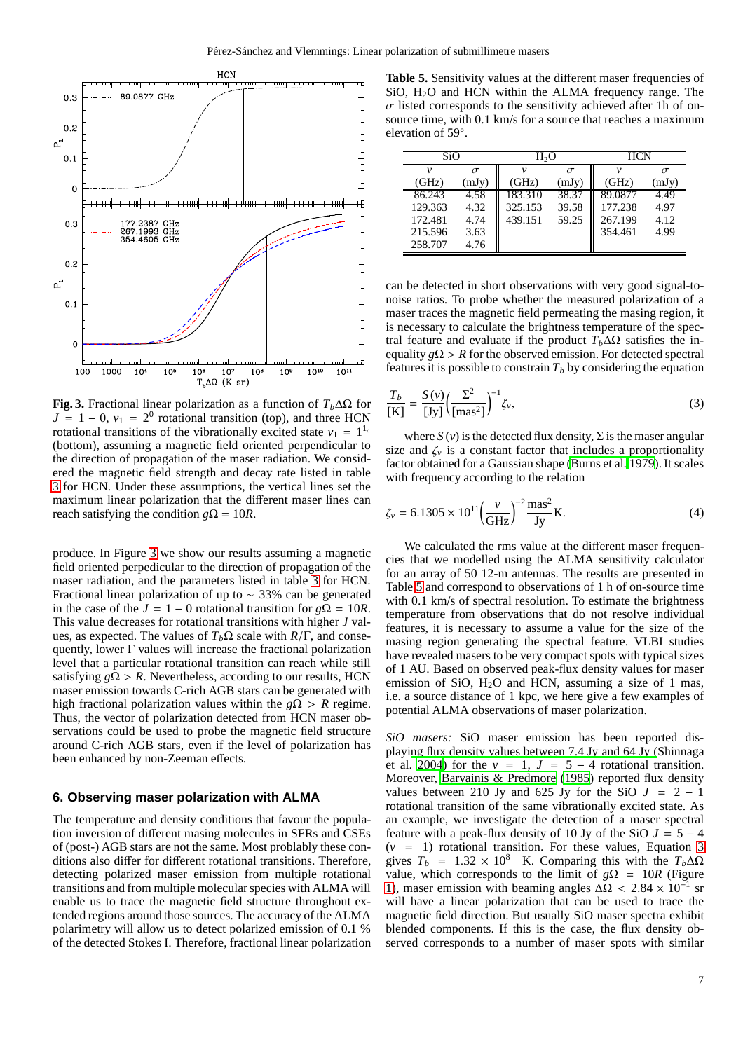**Fig. 3.** Fractional linear polarization as a function of $T_b\Delta\Omega$ for $J = 1 - 0$, $v_1 = 2^0$ rotational transition (top), and three HCN rotational transitions of the vibrationally excited state $v_1 = 1^{1_c}$ (bottom), assuming a magnetic field oriented perpendicular to the direction of propagation of the maser radiation. We considered the magnetic field strength and decay rate listed in table 3 for HCN. Under these assumptions, the vertical lines set the maximum linear polarization that the different maser lines can reach satisfying the condition $g\Omega = 10R$.

produce. In Figure 3 we show our results assuming a magnetic field oriented perpendicular to the direction of propagation of the maser radiation, and the parameters listed in table 3 for HCN. Fractional linear polarization of up to $\sim 33\%$ can be generated in the case of the $J = 1 - 0$ rotational transition for $g\Omega = 10R$. This value decreases for rotational transitions with higher $J$ values, as expected. The values of $T_b\Omega$ scale with $R/\Gamma$, and consequently, lower $\Gamma$ values will increase the fractional polarization level that a particular rotational transition can reach while still satisfying $g\Omega > R$. Nevertheless, according to our results, HCN maser emission towards C-rich AGB stars can be generated with high fractional polarization values within the $g\Omega > R$ regime. Thus, the vector of polarization detected from HCN maser observations could be used to probe the magnetic field structure around C-rich AGB stars, even if the level of polarization has been enhanced by non-Zeeman effects.

## 6. Observing maser polarization with ALMA

The temperature and density conditions that favour the population inversion of different masing molecules in SFRs and CSEs of (post-) AGB stars are not the same. Most probably these conditions also differ for different rotational transitions. Therefore, detecting polarized maser emission from multiple rotational transitions and from multiple molecular species with ALMA will enable us to trace the magnetic field structure throughout extended regions around those sources. The accuracy of the ALMA polarimetry will allow us to detect polarized emission of 0.1 % of the detected Stokes I. Therefore, fractional linear polarization can be detected in short observations with very good signal-to-noise ratios. To probe whether the measured polarization of a maser traces the magnetic field permeating the masing region, it is necessary to calculate the brightness temperature of the spectral feature and evaluate if the product $T_b\Delta\Omega$ satisfies the inequality $g\Omega > R$ for the observed emission. For detected spectral features it is possible to constrain $T_b$ by considering the equation

**Table 5.** Sensitivity values at the different maser frequencies of SiO, $H_2O$ and HCN within the ALMA frequency range. The $\sigma$ listed corresponds to the sensitivity achieved after 1h of on-source time, with 0.1 km/s for a source that reaches a maximum elevation of 59°.

| SiO | | $H_2O$ | | HCN | |
|---|---|---|---|---|---|
| $\nu$ (GHz) | $\sigma$ (mJy) | $\nu$ (GHz) | $\sigma$ (mJy) | $\nu$ (GHz) | $\sigma$ (mJy) |
| 86.243 | 4.58 | 183.310 | 38.37 | 89.0877 | 4.49 |
| 129.363 | 4.32 | 325.153 | 39.58 | 177.238 | 4.97 |
| 172.481 | 4.74 | 439.151 | 59.25 | 267.199 | 4.12 |
| 215.596 | 3.63 | | | 354.461 | 4.99 |
| 258.707 | 4.76 | | | | |

$$\frac{T_b}{[\mathrm{K}]} = \frac{S(\nu)}{[\mathrm{Jy}]}\left(\frac{\Sigma^2}{[\mathrm{mas}^2]}\right)^{-1}\zeta_\nu, \tag{3}$$

where $S(\nu)$ is the detected flux density, $\Sigma$ is the maser angular size and $\zeta_\nu$ is a constant factor that includes a proportionality factor obtained for a Gaussian shape (Burns et al. 1979). It scales with frequency according to the relation

$$\zeta_\nu = 6.1305 \times 10^{11}\left(\frac{\nu}{\mathrm{GHz}}\right)^{-2}\frac{\mathrm{mas}^2}{\mathrm{Jy}}\mathrm{K}. \tag{4}$$

We calculated the rms value at the different maser frequencies that we modelled using the ALMA sensitivity calculator for an array of 50 12-m antennas. The results are presented in Table 5 and correspond to observations of 1 h of on-source time with 0.1 km/s of spectral resolution. To estimate the brightness temperature from observations that do not resolve individual features, it is necessary to assume a value for the size of the masing region generating the spectral feature. VLBI studies have revealed masers to be very compact spots with typical sizes of 1 AU. Based on observed peak-flux density values for maser emission of SiO, $H_2O$ and HCN, assuming a size of 1 mas, i.e. a source distance of 1 kpc, we here give a few examples of potential ALMA observations of maser polarization.

*SiO masers:* SiO maser emission has been reported displaying flux density values between 7.4 Jy and 64 Jy (Shinnaga et al. 2004) for the $v = 1$, $J = 5 - 4$ rotational transition. Moreover, Barvainis & Predmore (1985) reported flux density values between 210 Jy and 625 Jy for the SiO $J = 2 - 1$ rotational transition of the same vibrationally excited state. As an example, we investigate the detection of a maser spectral feature with a peak-flux density of 10 Jy of the SiO $J = 5 - 4$ ($v = 1$) rotational transition. For these values, Equation 3 gives $T_b = 1.32 \times 10^8$ K. Comparing this with the $T_b\Delta\Omega$ value, which corresponds to the limit of $g\Omega = 10R$ (Figure 1), maser emission with beaming angles $\Delta\Omega < 2.84 \times 10^{-1}$ sr will have a linear polarization that can be used to trace the magnetic field direction. But usually SiO maser spectra exhibit blended components. If this is the case, the flux density observed corresponds to a number of maser spots with similar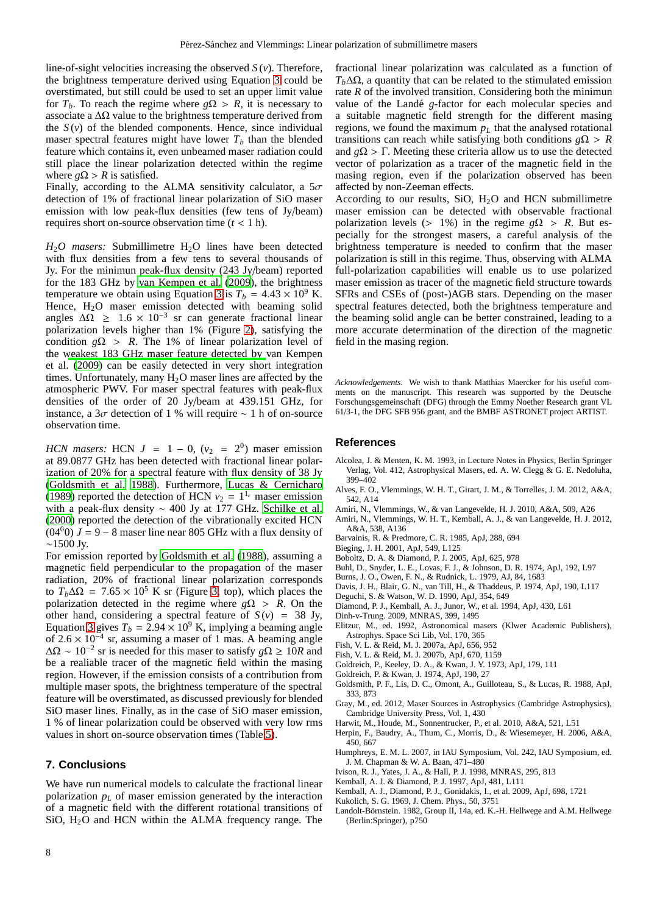line-of-sight velocities increasing the observed $S(v)$. Therefore, the brightness temperature derived using Equation 3 could be overstimated, but still could be used to set an upper limit value for $T_b$. To reach the regime where $g\Omega > R$, it is necessary to associate a $\Delta\Omega$ value to the brightness temperature derived from the $S(v)$ of the blended components. Hence, since individual maser spectral features might have lower $T_b$ than the blended feature which contains it, even unbeamed maser radiation could still place the linear polarization detected within the regime where $g\Omega > R$ is satisfied.

Finally, according to the ALMA sensitivity calculator, a $5\sigma$ detection of 1% of fractional linear polarization of SiO maser emission with low peak-flux densities (few tens of Jy/beam) requires short on-source observation time ($t < 1$ h).

*$H_2O$ masers:* Submillimetre $H_2O$ lines have been detected with flux densities from a few tens to several thousands of Jy. For the minimun peak-flux density (243 Jy/beam) reported for the 183 GHz by van Kempen et al. (2009), the brightness temperature we obtain using Equation 3 is $T_b = 4.43 \times 10^9$ K. Hence, $H_2O$ maser emission detected with beaming solid angles $\Delta\Omega \geq 1.6 \times 10^{-3}$ sr can generate fractional linear polarization levels higher than 1% (Figure 2), satisfying the condition $g\Omega > R$. The 1% of linear polarization level of the weakest 183 GHz maser feature detected by van Kempen et al. (2009) can be easily detected in very short integration times. Unfortunately, many $H_2O$ maser lines are affected by the atmospheric PWV. For maser spectral features with peak-flux densities of the order of 20 Jy/beam at 439.151 GHz, for instance, a $3\sigma$ detection of 1 % will require $\sim 1$ h of on-source observation time.

*HCN masers:* HCN $J = 1 - 0$, ($v_2 = 2^0$) maser emission at 89.0877 GHz has been detected with fractional linear polarization of 20% for a spectral feature with flux density of 38 Jy (Goldsmith et al. 1988). Furthermore, Lucas & Cernicharo (1989) reported the detection of HCN $v_2 = 1^{1_c}$ maser emission with a peak-flux density $\sim 400$ Jy at 177 GHz. Schilke et al. (2000) reported the detection of the vibrationally excited HCN $(04^00)$ $J = 9 - 8$ maser line near 805 GHz with a flux density of $\sim$1500 Jy.

For emission reported by Goldsmith et al. (1988), assuming a magnetic field perpendicular to the propagation of the maser radiation, 20% of fractional linear polarization corresponds to $T_b\Delta\Omega = 7.65 \times 10^5$ K sr (Figure 3, top), which places the polarization detected in the regime where $g\Omega > R$. On the other hand, considering a spectral feature of $S(v) = 38$ Jy, Equation 3 gives $T_b = 2.94 \times 10^9$ K, implying a beaming angle of $2.6 \times 10^{-4}$ sr, assuming a maser of 1 mas. A beaming angle $\Delta\Omega \sim 10^{-2}$ sr is needed for this maser to satisfy $g\Omega \geq 10R$ and be a realiable tracer of the magnetic field within the masing region. However, if the emission consists of a contribution from multiple maser spots, the brightness temperature of the spectral feature will be overstimated, as discussed previously for blended SiO maser lines. Finally, as in the case of SiO maser emission, 1 % of linear polarization could be observed with very low rms values in short on-source observation times (Table 5).

## 7. Conclusions

We have run numerical models to calculate the fractional linear polarization $p_L$ of maser emission generated by the interaction of a magnetic field with the different rotational transitions of SiO, $H_2O$ and HCN within the ALMA frequency range. The fractional linear polarization was calculated as a function of $T_b\Delta\Omega$, a quantity that can be related to the stimulated emission rate $R$ of the involved transition. Considering both the minimun value of the Landé $g$-factor for each molecular species and a suitable magnetic field strength for the different masing regions, we found the maximum $p_L$ that the analysed rotational transitions can reach while satisfying both conditions $g\Omega > R$ and $g\Omega > \Gamma$. Meeting these criteria allow us to use the detected vector of polarization as a tracer of the magnetic field in the masing region, even if the polarization observed has been affected by non-Zeeman effects.

According to our results, SiO, $H_2O$ and HCN submillimetre maser emission can be detected with observable fractional polarization levels ($> 1$%) in the regime $g\Omega > R$. But especially for the strongest masers, a careful analysis of the brightness temperature is needed to confirm that the maser polarization is still in this regime. Thus, observing with ALMA full-polarization capabilities will enable us to use polarized maser emission as tracer of the magnetic field structure towards SFRs and CSEs of (post-)AGB stars. Depending on the maser spectral features detected, both the brightness temperature and the beaming solid angle can be better constrained, leading to a more accurate determination of the direction of the magnetic field in the masing region.

*Acknowledgements.* We wish to thank Matthias Maercker for his useful comments on the manuscript. This research was supported by the Deutsche Forschungsgemeinschaft (DFG) through the Emmy Noether Research grant VL 61/3-1, the DFG SFB 956 grant, and the BMBF ASTRONET project ARTIST.

## References

- Alcolea, J. & Menten, K. M. 1993, in Lecture Notes in Physics, Berlin Springer Verlag, Vol. 412, Astrophysical Masers, ed. A. W. Clegg & G. E. Nedoluha, 399–402
- Alves, F. O., Vlemmings, W. H. T., Girart, J. M., & Torrelles, J. M. 2012, A&A, 542, A14
- Amiri, N., Vlemmings, W., & van Langevelde, H. J. 2010, A&A, 509, A26
- Amiri, N., Vlemmings, W. H. T., Kemball, A. J., & van Langevelde, H. J. 2012, A&A, 538, A136
- Barvainis, R. & Predmore, C. R. 1985, ApJ, 288, 694
- Bieging, J. H. 2001, ApJ, 549, L125
- Boboltz, D. A. & Diamond, P. J. 2005, ApJ, 625, 978
- Buhl, D., Snyder, L. E., Lovas, F. J., & Johnson, D. R. 1974, ApJ, 192, L97
- Burns, J. O., Owen, F. N., & Rudnick, L. 1979, AJ, 84, 1683
- Davis, J. H., Blair, G. N., van Till, H., & Thaddeus, P. 1974, ApJ, 190, L117
- Deguchi, S. & Watson, W. D. 1990, ApJ, 354, 649
- Diamond, P. J., Kemball, A. J., Junor, W., et al. 1994, ApJ, 430, L61
- Dinh-v-Trung. 2009, MNRAS, 399, 1495
- Elitzur, M., ed. 1992, Astronomical masers (Klwer Academic Publishers), Astrophys. Space Sci Lib, Vol. 170, 365
- Fish, V. L. & Reid, M. J. 2007a, ApJ, 656, 952
- Fish, V. L. & Reid, M. J. 2007b, ApJ, 670, 1159
- Goldreich, P., Keeley, D. A., & Kwan, J. Y. 1973, ApJ, 179, 111
- Goldreich, P. & Kwan, J. 1974, ApJ, 190, 27
- Goldsmith, P. F., Lis, D. C., Omont, A., Guilloteau, S., & Lucas, R. 1988, ApJ, 333, 873
- Gray, M., ed. 2012, Maser Sources in Astrophysics (Cambridge Astrophysics), Cambridge University Press, Vol. 1, 430
- Harwit, M., Houde, M., Sonnentrucker, P., et al. 2010, A&A, 521, L51
- Herpin, F., Baudry, A., Thum, C., Morris, D., & Wiesemeyer, H. 2006, A&A, 450, 667
- Humphreys, E. M. L. 2007, in IAU Symposium, Vol. 242, IAU Symposium, ed. J. M. Chapman & W. A. Baan, 471–480
- Ivison, R. J., Yates, J. A., & Hall, P. J. 1998, MNRAS, 295, 813
- Kemball, A. J. & Diamond, P. J. 1997, ApJ, 481, L111
- Kemball, A. J., Diamond, P. J., Gonidakis, I., et al. 2009, ApJ, 698, 1721
- Kukolich, S. G. 1969, J. Chem. Phys., 50, 3751
- Landolt-Börnstein. 1982, Group II, 14a, ed. K.-H. Hellwege and A.M. Hellwege (Berlin:Springer), p750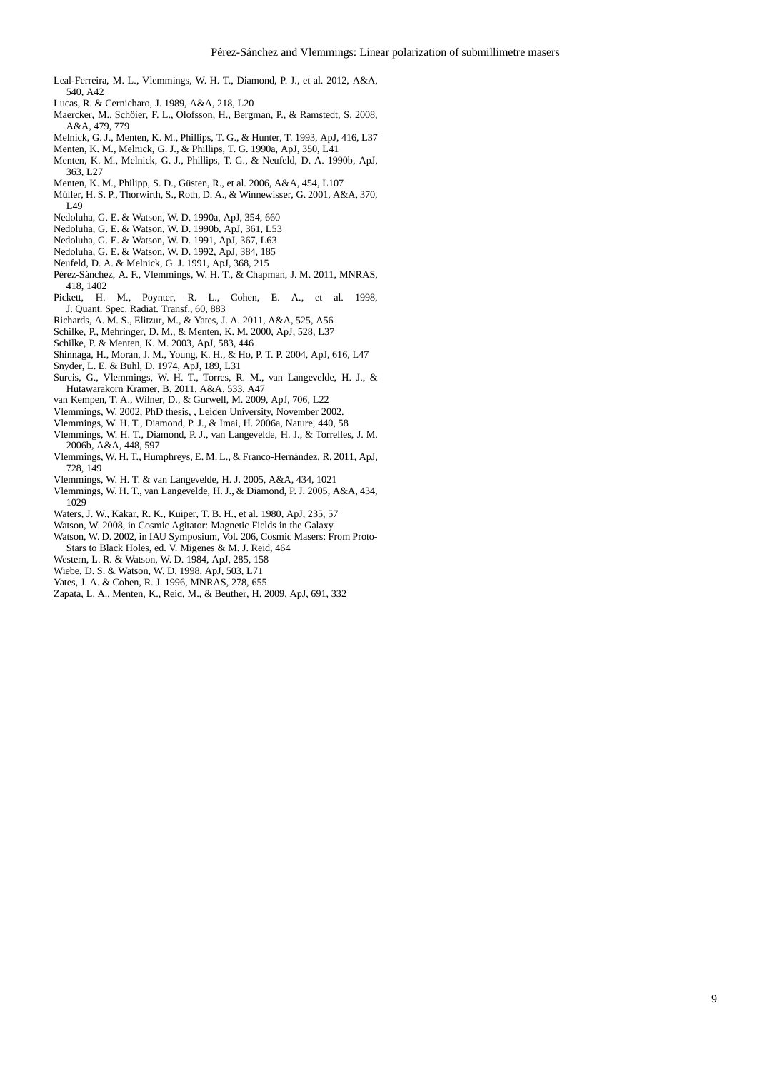Leal-Ferreira, M. L., Vlemmings, W. H. T., Diamond, P. J., et al. 2012, A&A, 540, A42

Lucas, R. & Cernicharo, J. 1989, A&A, 218, L20

Maercker, M., Schöier, F. L., Olofsson, H., Bergman, P., & Ramstedt, S. 2008, A&A, 479, 779

Melnick, G. J., Menten, K. M., Phillips, T. G., & Hunter, T. 1993, ApJ, 416, L37

Menten, K. M., Melnick, G. J., & Phillips, T. G. 1990a, ApJ, 350, L41

Menten, K. M., Melnick, G. J., Phillips, T. G., & Neufeld, D. A. 1990b, ApJ, 363, L27

Menten, K. M., Philipp, S. D., Güsten, R., et al. 2006, A&A, 454, L107

Müller, H. S. P., Thorwirth, S., Roth, D. A., & Winnewisser, G. 2001, A&A, 370, L49

Nedoluha, G. E. & Watson, W. D. 1990a, ApJ, 354, 660

Nedoluha, G. E. & Watson, W. D. 1990b, ApJ, 361, L53

Nedoluha, G. E. & Watson, W. D. 1991, ApJ, 367, L63

Nedoluha, G. E. & Watson, W. D. 1992, ApJ, 384, 185

Neufeld, D. A. & Melnick, G. J. 1991, ApJ, 368, 215

Pérez-Sánchez, A. F., Vlemmings, W. H. T., & Chapman, J. M. 2011, MNRAS, 418, 1402

Pickett, H. M., Poynter, R. L., Cohen, E. A., et al. 1998, J. Quant. Spec. Radiat. Transf., 60, 883

Richards, A. M. S., Elitzur, M., & Yates, J. A. 2011, A&A, 525, A56

Schilke, P., Mehringer, D. M., & Menten, K. M. 2000, ApJ, 528, L37

Schilke, P. & Menten, K. M. 2003, ApJ, 583, 446

Shinnaga, H., Moran, J. M., Young, K. H., & Ho, P. T. P. 2004, ApJ, 616, L47

Snyder, L. E. & Buhl, D. 1974, ApJ, 189, L31

Surcis, G., Vlemmings, W. H. T., Torres, R. M., van Langevelde, H. J., & Hutawarakorn Kramer, B. 2011, A&A, 533, A47

van Kempen, T. A., Wilner, D., & Gurwell, M. 2009, ApJ, 706, L22

Vlemmings, W. 2002, PhD thesis, , Leiden University, November 2002.

Vlemmings, W. H. T., Diamond, P. J., & Imai, H. 2006a, Nature, 440, 58

Vlemmings, W. H. T., Diamond, P. J., van Langevelde, H. J., & Torrelles, J. M. 2006b, A&A, 448, 597

Vlemmings, W. H. T., Humphreys, E. M. L., & Franco-Hernández, R. 2011, ApJ, 728, 149

Vlemmings, W. H. T. & van Langevelde, H. J. 2005, A&A, 434, 1021

Vlemmings, W. H. T., van Langevelde, H. J., & Diamond, P. J. 2005, A&A, 434, 1029

Waters, J. W., Kakar, R. K., Kuiper, T. B. H., et al. 1980, ApJ, 235, 57

Watson, W. 2008, in Cosmic Agitator: Magnetic Fields in the Galaxy

Watson, W. D. 2002, in IAU Symposium, Vol. 206, Cosmic Masers: From Proto-Stars to Black Holes, ed. V. Migenes & M. J. Reid, 464

Western, L. R. & Watson, W. D. 1984, ApJ, 285, 158

Wiebe, D. S. & Watson, W. D. 1998, ApJ, 503, L71

Yates, J. A. & Cohen, R. J. 1996, MNRAS, 278, 655

Zapata, L. A., Menten, K., Reid, M., & Beuther, H. 2009, ApJ, 691, 332